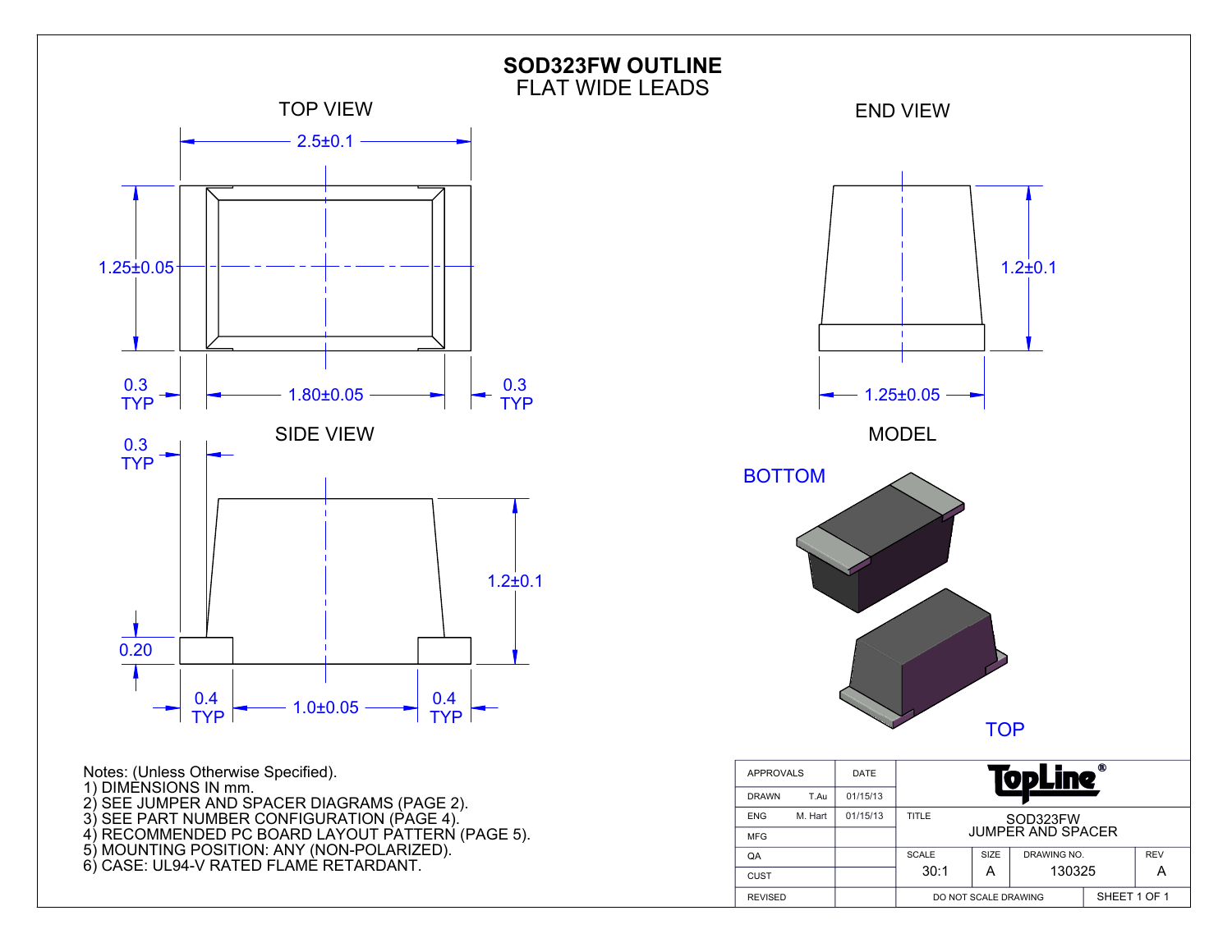# SOD323FW OUTLINE
## FLAT WIDE LEADS

TOP VIEW

2.5±0.1

1.25±0.05

0.3 TYP — 1.80±0.05 — 0.3 TYP

SIDE VIEW

0.3 TYP

1.2±0.1

0.20

0.4 TYP — 1.0±0.05 — 0.4 TYP

END VIEW

1.2±0.1

1.25±0.05

MODEL

BOTTOM

TOP

Notes: (Unless Otherwise Specified).
1) DIMENSIONS IN mm.
2) SEE JUMPER AND SPACER DIAGRAMS (PAGE 2).
3) SEE PART NUMBER CONFIGURATION (PAGE 4).
4) RECOMMENDED PC BOARD LAYOUT PATTERN (PAGE 5).
5) MOUNTING POSITION: ANY (NON-POLARIZED).
6) CASE: UL94-V RATED FLAME RETARDANT.

| APPROVALS | | DATE | TopLine® | | | |
|---|---|---|---|---|---|---|
| DRAWN | T.Au | 01/15/13 | | | | |
| ENG | M. Hart | 01/15/13 | TITLE: SOD323FW JUMPER AND SPACER | | | |
| MFG | | | | | | |
| QA | | | SCALE: 30:1 | SIZE: A | DRAWING NO.: 130325 | REV: A |
| CUST | | | | | | |
| REVISED | | | DO NOT SCALE DRAWING | | SHEET 1 OF 1 | |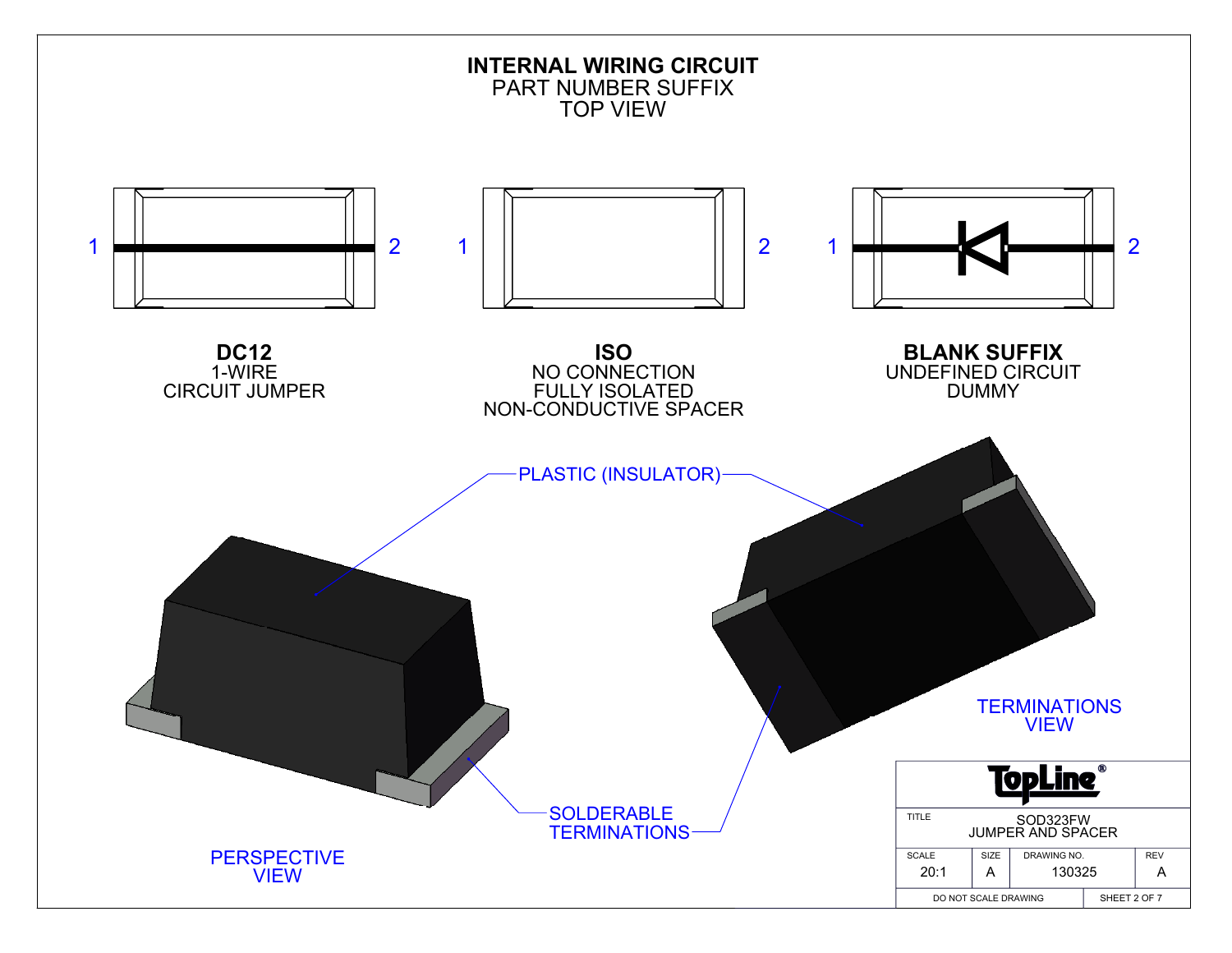# INTERNAL WIRING CIRCUIT
PART NUMBER SUFFIX
TOP VIEW

1 2

**DC12**
1-WIRE
CIRCUIT JUMPER

1 2

**ISO**
NO CONNECTION
FULLY ISOLATED
NON-CONDUCTIVE SPACER

1 2

**BLANK SUFFIX**
UNDEFINED CIRCUIT
DUMMY

PLASTIC (INSULATOR)

SOLDERABLE TERMINATIONS

PERSPECTIVE VIEW

TERMINATIONS VIEW

| TopLine® | | | |
|---|---|---|---|
| TITLE: SOD323FW JUMPER AND SPACER | | | |
| SCALE: 20:1 | SIZE: A | DRAWING NO.: 130325 | REV: A |
| DO NOT SCALE DRAWING | | SHEET 2 OF 7 | |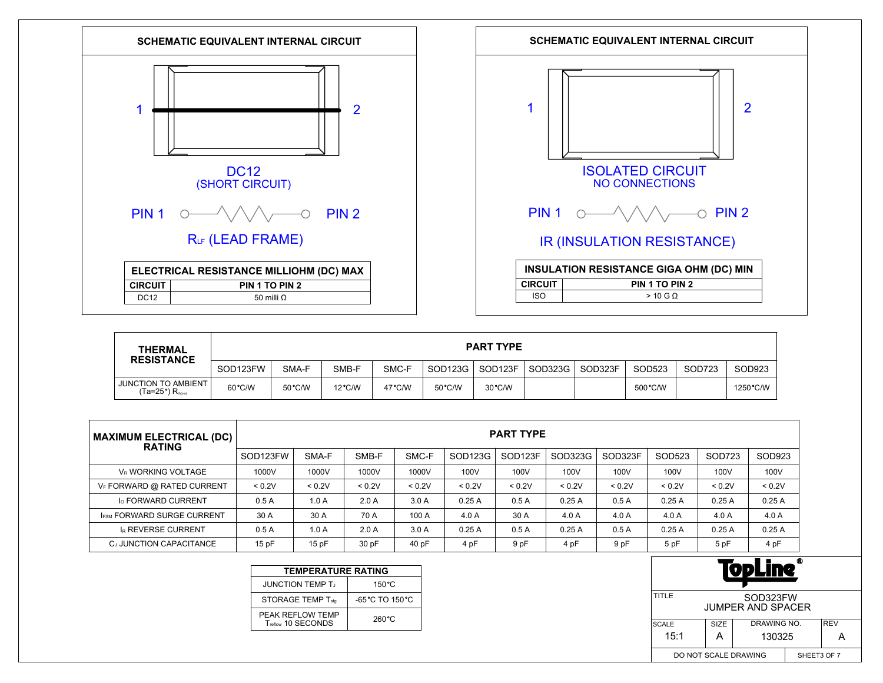## SCHEMATIC EQUIVALENT INTERNAL CIRCUIT

1 — 2

DC12
(SHORT CIRCUIT)

PIN 1 —/\/\/\— PIN 2

$R_{LF}$ (LEAD FRAME)

| ELECTRICAL RESISTANCE MILLIOHM (DC) MAX | |
|---|---|
| CIRCUIT | PIN 1 TO PIN 2 |
| DC12 | 50 milli Ω |

## SCHEMATIC EQUIVALENT INTERNAL CIRCUIT

1 — 2

ISOLATED CIRCUIT
NO CONNECTIONS

PIN 1 —/\/\/\— PIN 2

IR (INSULATION RESISTANCE)

| INSULATION RESISTANCE GIGA OHM (DC) MIN | |
|---|---|
| CIRCUIT | PIN 1 TO PIN 2 |
| ISO | > 10 G Ω |

| THERMAL RESISTANCE | PART TYPE | | | | | | | | | | |
|---|---|---|---|---|---|---|---|---|---|---|---|
| | SOD123FW | SMA-F | SMB-F | SMC-F | SOD123G | SOD123F | SOD323G | SOD323F | SOD523 | SOD723 | SOD923 |
| JUNCTION TO AMBIENT (Ta=25°) $R_{th(j-a)}$ | 60°C/W | 50°C/W | 12°C/W | 47°C/W | 50°C/W | 30°C/W | | | 500°C/W | | 1250°C/W |

| MAXIMUM ELECTRICAL (DC) RATING | PART TYPE | | | | | | | | | | |
|---|---|---|---|---|---|---|---|---|---|---|---|
| | SOD123FW | SMA-F | SMB-F | SMC-F | SOD123G | SOD123F | SOD323G | SOD323F | SOD523 | SOD723 | SOD923 |
| $V_R$ WORKING VOLTAGE | 1000V | 1000V | 1000V | 1000V | 100V | 100V | 100V | 100V | 100V | 100V | 100V |
| $V_F$ FORWARD @ RATED CURRENT | < 0.2V | < 0.2V | < 0.2V | < 0.2V | < 0.2V | < 0.2V | < 0.2V | < 0.2V | < 0.2V | < 0.2V | < 0.2V |
| $I_O$ FORWARD CURRENT | 0.5 A | 1.0 A | 2.0 A | 3.0 A | 0.25 A | 0.5 A | 0.25 A | 0.5 A | 0.25 A | 0.25 A | 0.25 A |
| $I_{FSM}$ FORWARD SURGE CURRENT | 30 A | 30 A | 70 A | 100 A | 4.0 A | 30 A | 4.0 A | 4.0 A | 4.0 A | 4.0 A | 4.0 A |
| $I_R$ REVERSE CURRENT | 0.5 A | 1.0 A | 2.0 A | 3.0 A | 0.25 A | 0.5 A | 0.25 A | 0.5 A | 0.25 A | 0.25 A | 0.25 A |
| $C_J$ JUNCTION CAPACITANCE | 15 pF | 15 pF | 30 pF | 40 pF | 4 pF | 9 pF | 4 pF | 9 pF | 5 pF | 5 pF | 4 pF |

| TEMPERATURE RATING | |
|---|---|
| JUNCTION TEMP $T_J$ | 150°C |
| STORAGE TEMP $T_{stg}$ | -65°C TO 150°C |
| PEAK REFLOW TEMP $T_{reflow}$ 10 SECONDS | 260°C |

TopLine®

| TITLE | SOD323FW JUMPER AND SPACER | | |
|---|---|---|---|
| SCALE | SIZE | DRAWING NO. | REV |
| 15:1 | A | 130325 | A |

DO NOT SCALE DRAWING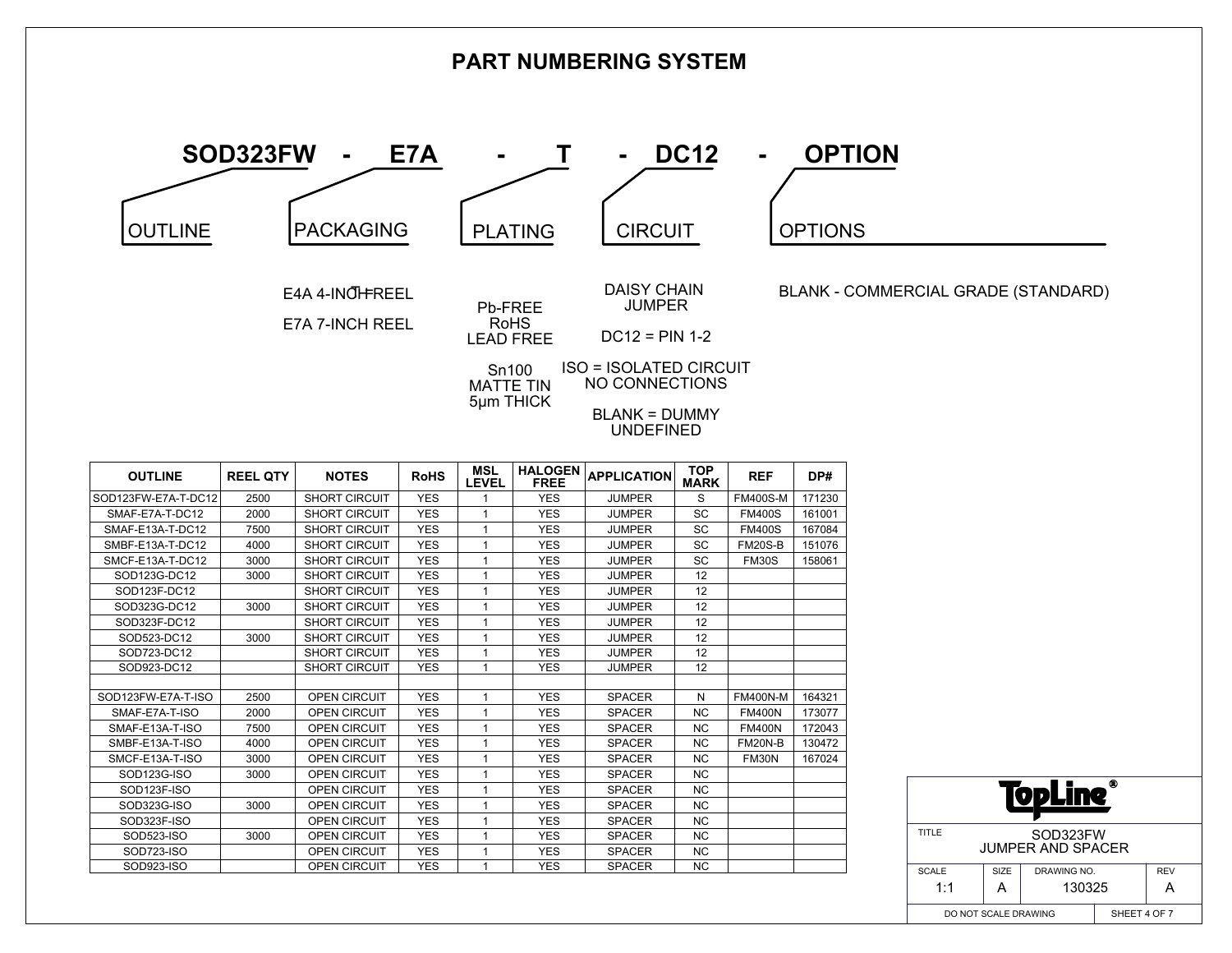# PART NUMBERING SYSTEM

**SOD323FW - E7A - T - DC12 - OPTION**

| OUTLINE | PACKAGING | PLATING | CIRCUIT | OPTIONS |
|---|---|---|---|---|
| SOD323FW | E7A | T | DC12 | OPTION |

**PACKAGING**

- E4A 4-INCH REEL
- E7A 7-INCH REEL

**PLATING**

- Pb-FREE RoHS LEAD FREE
- Sn100 MATTE TIN 5µm THICK

**CIRCUIT**

- DAISY CHAIN JUMPER
- DC12 = PIN 1-2
- ISO = ISOLATED CIRCUIT NO CONNECTIONS
- BLANK = DUMMY UNDEFINED

**OPTIONS**

- BLANK - COMMERCIAL GRADE (STANDARD)

| OUTLINE | REEL QTY | NOTES | RoHS | MSL LEVEL | HALOGEN FREE | APPLICATION | TOP MARK | REF | DP# |
|---|---|---|---|---|---|---|---|---|---|
| SOD123FW-E7A-T-DC12 | 2500 | SHORT CIRCUIT | YES | 1 | YES | JUMPER | S | FM400S-M | 171230 |
| SMAF-E7A-T-DC12 | 2000 | SHORT CIRCUIT | YES | 1 | YES | JUMPER | SC | FM400S | 161001 |
| SMAF-E13A-T-DC12 | 7500 | SHORT CIRCUIT | YES | 1 | YES | JUMPER | SC | FM400S | 167084 |
| SMBF-E13A-T-DC12 | 4000 | SHORT CIRCUIT | YES | 1 | YES | JUMPER | SC | FM20S-B | 151076 |
| SMCF-E13A-T-DC12 | 3000 | SHORT CIRCUIT | YES | 1 | YES | JUMPER | SC | FM30S | 158061 |
| SOD123G-DC12 | 3000 | SHORT CIRCUIT | YES | 1 | YES | JUMPER | 12 | | |
| SOD123F-DC12 | | SHORT CIRCUIT | YES | 1 | YES | JUMPER | 12 | | |
| SOD323G-DC12 | 3000 | SHORT CIRCUIT | YES | 1 | YES | JUMPER | 12 | | |
| SOD323F-DC12 | | SHORT CIRCUIT | YES | 1 | YES | JUMPER | 12 | | |
| SOD523-DC12 | 3000 | SHORT CIRCUIT | YES | 1 | YES | JUMPER | 12 | | |
| SOD723-DC12 | | SHORT CIRCUIT | YES | 1 | YES | JUMPER | 12 | | |
| SOD923-DC12 | | SHORT CIRCUIT | YES | 1 | YES | JUMPER | 12 | | |
| | | | | | | | | | |
| SOD123FW-E7A-T-ISO | 2500 | OPEN CIRCUIT | YES | 1 | YES | SPACER | N | FM400N-M | 164321 |
| SMAF-E7A-T-ISO | 2000 | OPEN CIRCUIT | YES | 1 | YES | SPACER | NC | FM400N | 173077 |
| SMAF-E13A-T-ISO | 7500 | OPEN CIRCUIT | YES | 1 | YES | SPACER | NC | FM400N | 172043 |
| SMBF-E13A-T-ISO | 4000 | OPEN CIRCUIT | YES | 1 | YES | SPACER | NC | FM20N-B | 130472 |
| SMCF-E13A-T-ISO | 3000 | OPEN CIRCUIT | YES | 1 | YES | SPACER | NC | FM30N | 167024 |
| SOD123G-ISO | 3000 | OPEN CIRCUIT | YES | 1 | YES | SPACER | NC | | |
| SOD123F-ISO | | OPEN CIRCUIT | YES | 1 | YES | SPACER | NC | | |
| SOD323G-ISO | 3000 | OPEN CIRCUIT | YES | 1 | YES | SPACER | NC | | |
| SOD323F-ISO | | OPEN CIRCUIT | YES | 1 | YES | SPACER | NC | | |
| SOD523-ISO | 3000 | OPEN CIRCUIT | YES | 1 | YES | SPACER | NC | | |
| SOD723-ISO | | OPEN CIRCUIT | YES | 1 | YES | SPACER | NC | | |
| SOD923-ISO | | OPEN CIRCUIT | YES | 1 | YES | SPACER | NC | | |

**TopLine®**

| TITLE | SOD323FW JUMPER AND SPACER | | |
|---|---|---|---|
| SCALE: 1:1 | SIZE: A | DRAWING NO.: 130325 | REV: A |
| DO NOT SCALE DRAWING | | SHEET 4 OF 7 | |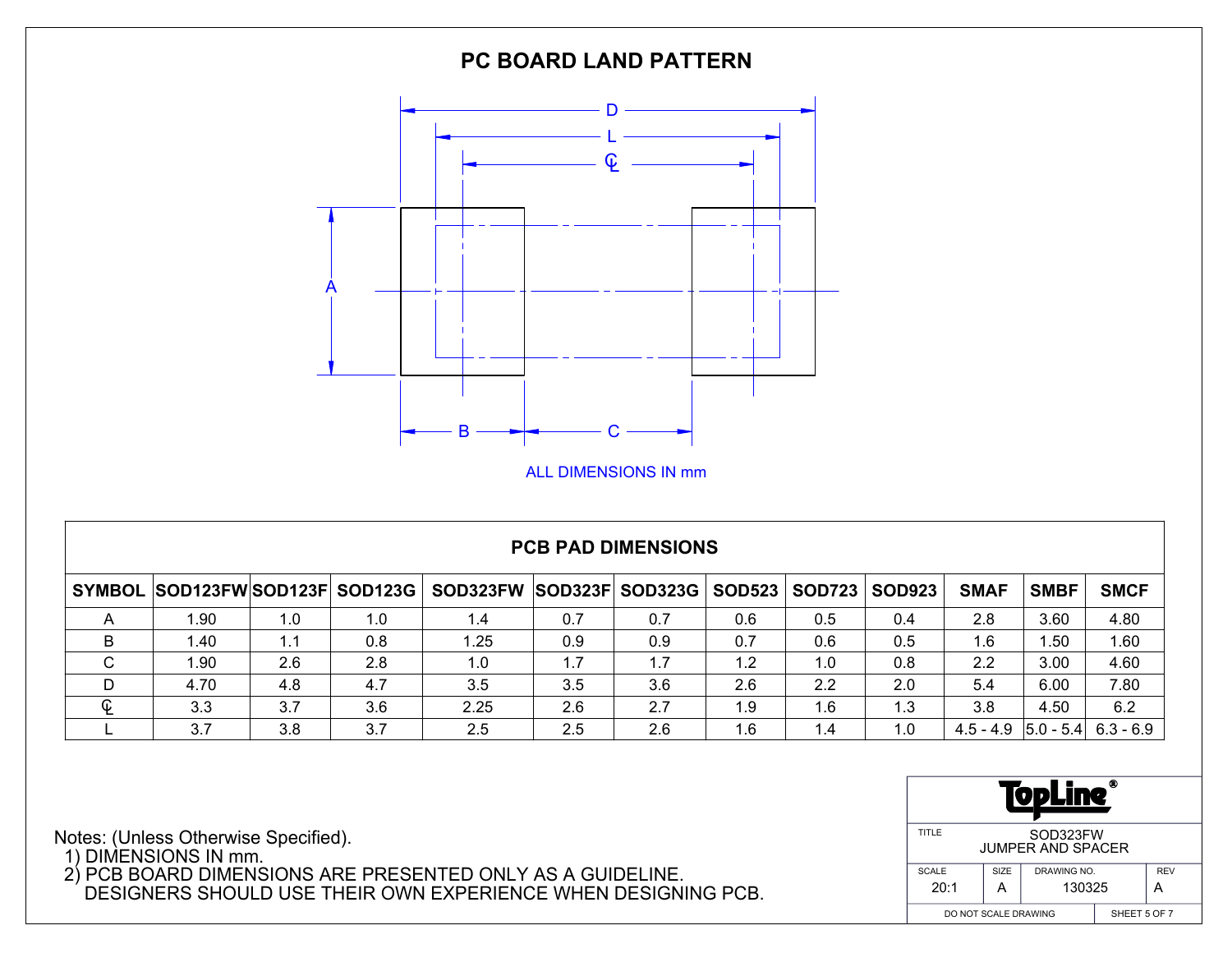# PC BOARD LAND PATTERN

D

L

℄

A

B

C

ALL DIMENSIONS IN mm

## PCB PAD DIMENSIONS

| SYMBOL | SOD123FW | SOD123F | SOD123G | SOD323FW | SOD323F | SOD323G | SOD523 | SOD723 | SOD923 | SMAF | SMBF | SMCF |
|---|---|---|---|---|---|---|---|---|---|---|---|---|
| A | 1.90 | 1.0 | 1.0 | 1.4 | 0.7 | 0.7 | 0.6 | 0.5 | 0.4 | 2.8 | 3.60 | 4.80 |
| B | 1.40 | 1.1 | 0.8 | 1.25 | 0.9 | 0.9 | 0.7 | 0.6 | 0.5 | 1.6 | 1.50 | 1.60 |
| C | 1.90 | 2.6 | 2.8 | 1.0 | 1.7 | 1.7 | 1.2 | 1.0 | 0.8 | 2.2 | 3.00 | 4.60 |
| D | 4.70 | 4.8 | 4.7 | 3.5 | 3.5 | 3.6 | 2.6 | 2.2 | 2.0 | 5.4 | 6.00 | 7.80 |
| ℄ | 3.3 | 3.7 | 3.6 | 2.25 | 2.6 | 2.7 | 1.9 | 1.6 | 1.3 | 3.8 | 4.50 | 6.2 |
| L | 3.7 | 3.8 | 3.7 | 2.5 | 2.5 | 2.6 | 1.6 | 1.4 | 1.0 | 4.5 - 4.9 | 5.0 - 5.4 | 6.3 - 6.9 |

Notes: (Unless Otherwise Specified).
1) DIMENSIONS IN mm.
2) PCB BOARD DIMENSIONS ARE PRESENTED ONLY AS A GUIDELINE. DESIGNERS SHOULD USE THEIR OWN EXPERIENCE WHEN DESIGNING PCB.

TopLine®

| TITLE | SOD323FW JUMPER AND SPACER | | |
|---|---|---|---|
| SCALE: 20:1 | SIZE: A | DRAWING NO.: 130325 | REV: A |
| DO NOT SCALE DRAWING | | | |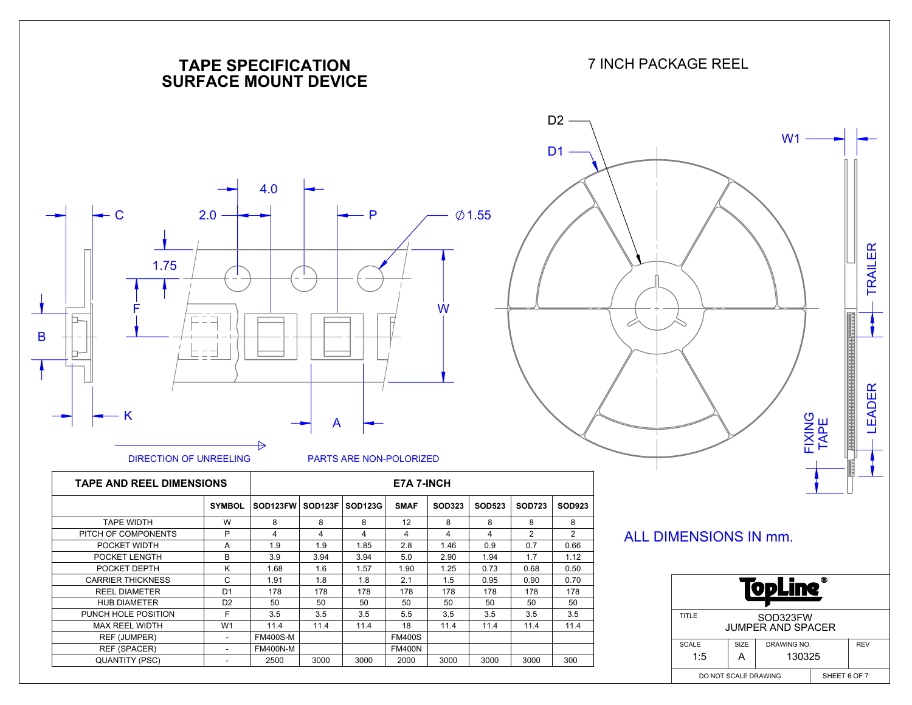# TAPE SPECIFICATION SURFACE MOUNT DEVICE

# 7 INCH PACKAGE REEL

C  2.0  4.0  P  ∅1.55  1.75  F  W  B  K  A  D2  D1  W1  TRAILER  LEADER  FIXING TAPE

DIRECTION OF UNREELING

PARTS ARE NON-POLORIZED

| TAPE AND REEL DIMENSIONS | | E7A 7-INCH | | | | | | | |
|---|---|---|---|---|---|---|---|---|---|
| | SYMBOL | SOD123FW | SOD123F | SOD123G | SMAF | SOD323 | SOD523 | SOD723 | SOD923 |
| TAPE WIDTH | W | 8 | 8 | 8 | 12 | 8 | 8 | 8 | 8 |
| PITCH OF COMPONENTS | P | 4 | 4 | 4 | 4 | 4 | 4 | 2 | 2 |
| POCKET WIDTH | A | 1.9 | 1.9 | 1.85 | 2.8 | 1.46 | 0.9 | 0.7 | 0.66 |
| POCKET LENGTH | B | 3.9 | 3.94 | 3.94 | 5.0 | 2.90 | 1.94 | 1.7 | 1.12 |
| POCKET DEPTH | K | 1.68 | 1.6 | 1.57 | 1.90 | 1.25 | 0.73 | 0.68 | 0.50 |
| CARRIER THICKNESS | C | 1.91 | 1.8 | 1.8 | 2.1 | 1.5 | 0.95 | 0.90 | 0.70 |
| REEL DIAMETER | D1 | 178 | 178 | 178 | 178 | 178 | 178 | 178 | 178 |
| HUB DIAMETER | D2 | 50 | 50 | 50 | 50 | 50 | 50 | 50 | 50 |
| PUNCH HOLE POSITION | F | 3.5 | 3.5 | 3.5 | 5.5 | 3.5 | 3.5 | 3.5 | 3.5 |
| MAX REEL WIDTH | W1 | 11.4 | 11.4 | 11.4 | 18 | 11.4 | 11.4 | 11.4 | 11.4 |
| REF (JUMPER) | - | FM400S-M | | | FM400S | | | | |
| REF (SPACER) | - | FM400N-M | | | FM400N | | | | |
| QUANTITY (PSC) | - | 2500 | 3000 | 3000 | 2000 | 3000 | 3000 | 3000 | 300 |

ALL DIMENSIONS IN mm.

| TopLine® | | | |
|---|---|---|---|
| TITLE | SOD323FW JUMPER AND SPACER | | |
| SCALE 1:5 | SIZE A | DRAWING NO. 130325 | REV |
| DO NOT SCALE DRAWING | | SHEET 6 OF 7 | |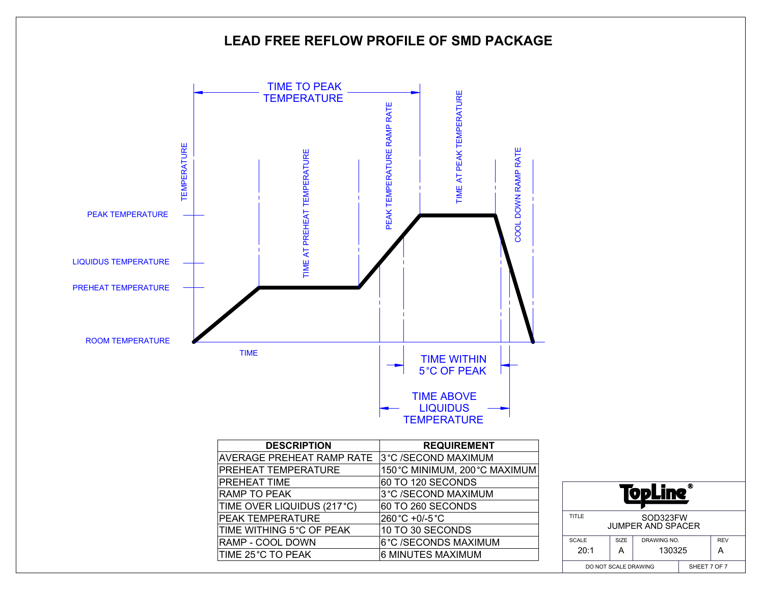# LEAD FREE REFLOW PROFILE OF SMD PACKAGE

TIME TO PEAK TEMPERATURE

TEMPERATURE

PEAK TEMPERATURE

LIQUIDUS TEMPERATURE

PREHEAT TEMPERATURE

ROOM TEMPERATURE

TIME

TIME AT PREHEAT TEMPERATURE

PEAK TEMPERATURE RAMP RATE

TIME AT PEAK TEMPERATURE

COOL DOWN RAMP RATE

TIME WITHIN 5°C OF PEAK

TIME ABOVE LIQUIDUS TEMPERATURE

| DESCRIPTION | REQUIREMENT |
|---|---|
| AVERAGE PREHEAT RAMP RATE | 3°C /SECOND MAXIMUM |
| PREHEAT TEMPERATURE | 150°C MINIMUM, 200°C MAXIMUM |
| PREHEAT TIME | 60 TO 120 SECONDS |
| RAMP TO PEAK | 3°C /SECOND MAXIMUM |
| TIME OVER LIQUIDUS (217°C) | 60 TO 260 SECONDS |
| PEAK TEMPERATURE | 260°C +0/-5°C |
| TIME WITHING 5°C OF PEAK | 10 TO 30 SECONDS |
| RAMP - COOL DOWN | 6°C /SECONDS MAXIMUM |
| TIME 25°C TO PEAK | 6 MINUTES MAXIMUM |

TopLine®

| | | | |
|---|---|---|---|
| TITLE | SOD323FW JUMPER AND SPACER | | |
| SCALE 20:1 | SIZE A | DRAWING NO. 130325 | REV A |
| DO NOT SCALE DRAWING | | | SHEET 7 OF 7 |